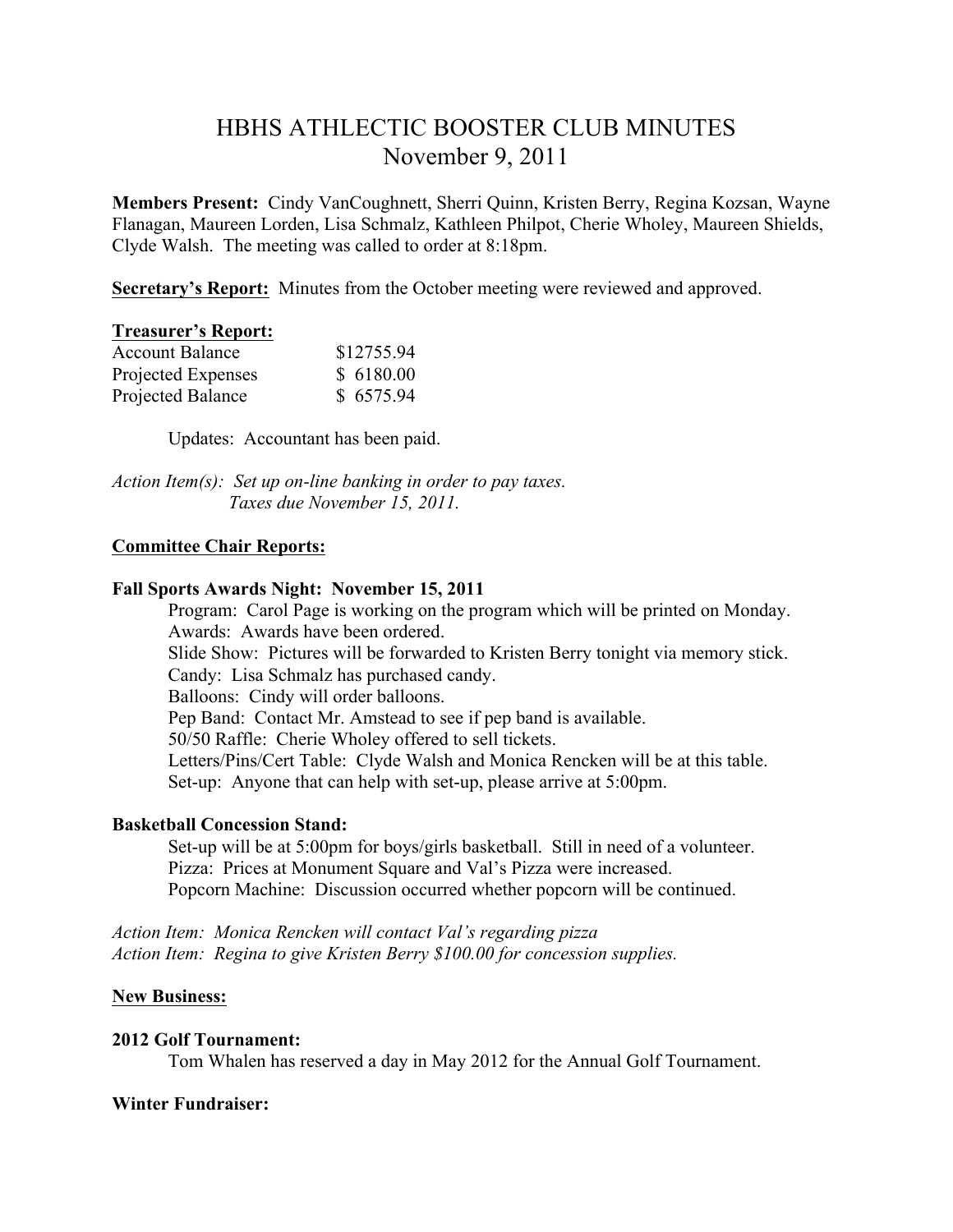# HBHS ATHLECTIC BOOSTER CLUB MINUTES
## November 9, 2011

**Members Present:** Cindy VanCoughnett, Sherri Quinn, Kristen Berry, Regina Kozsan, Wayne Flanagan, Maureen Lorden, Lisa Schmalz, Kathleen Philpot, Cherie Wholey, Maureen Shields, Clyde Walsh. The meeting was called to order at 8:18pm.

**Secretary's Report:** Minutes from the October meeting were reviewed and approved.

**Treasurer's Report:**

| | |
|---|---|
| Account Balance | $12755.94 |
| Projected Expenses | $ 6180.00 |
| Projected Balance | $ 6575.94 |

Updates: Accountant has been paid.

*Action Item(s): Set up on-line banking in order to pay taxes.*
*Taxes due November 15, 2011.*

**Committee Chair Reports:**

**Fall Sports Awards Night: November 15, 2011**

Program: Carol Page is working on the program which will be printed on Monday.
Awards: Awards have been ordered.
Slide Show: Pictures will be forwarded to Kristen Berry tonight via memory stick.
Candy: Lisa Schmalz has purchased candy.
Balloons: Cindy will order balloons.
Pep Band: Contact Mr. Amstead to see if pep band is available.
50/50 Raffle: Cherie Wholey offered to sell tickets.
Letters/Pins/Cert Table: Clyde Walsh and Monica Rencken will be at this table.
Set-up: Anyone that can help with set-up, please arrive at 5:00pm.

**Basketball Concession Stand:**

Set-up will be at 5:00pm for boys/girls basketball. Still in need of a volunteer.
Pizza: Prices at Monument Square and Val's Pizza were increased.
Popcorn Machine: Discussion occurred whether popcorn will be continued.

*Action Item: Monica Rencken will contact Val's regarding pizza*
*Action Item: Regina to give Kristen Berry $100.00 for concession supplies.*

**New Business:**

**2012 Golf Tournament:**

Tom Whalen has reserved a day in May 2012 for the Annual Golf Tournament.

**Winter Fundraiser:**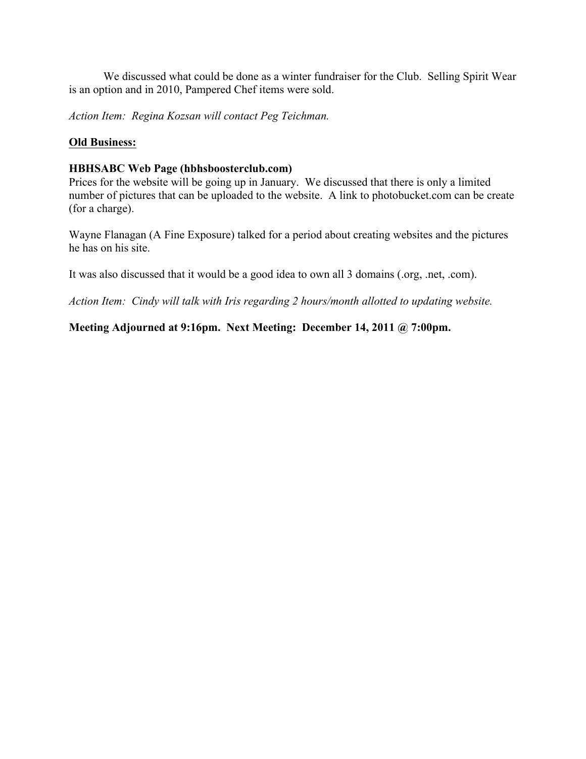We discussed what could be done as a winter fundraiser for the Club. Selling Spirit Wear is an option and in 2010, Pampered Chef items were sold.

*Action Item: Regina Kozsan will contact Peg Teichman.*

**<u>Old Business:</u>**

**HBHSABC Web Page (hbhsboosterclub.com)**

Prices for the website will be going up in January. We discussed that there is only a limited number of pictures that can be uploaded to the website. A link to photobucket.com can be create (for a charge).

Wayne Flanagan (A Fine Exposure) talked for a period about creating websites and the pictures he has on his site.

It was also discussed that it would be a good idea to own all 3 domains (.org, .net, .com).

*Action Item: Cindy will talk with Iris regarding 2 hours/month allotted to updating website.*

**Meeting Adjourned at 9:16pm. Next Meeting: December 14, 2011 @ 7:00pm.**